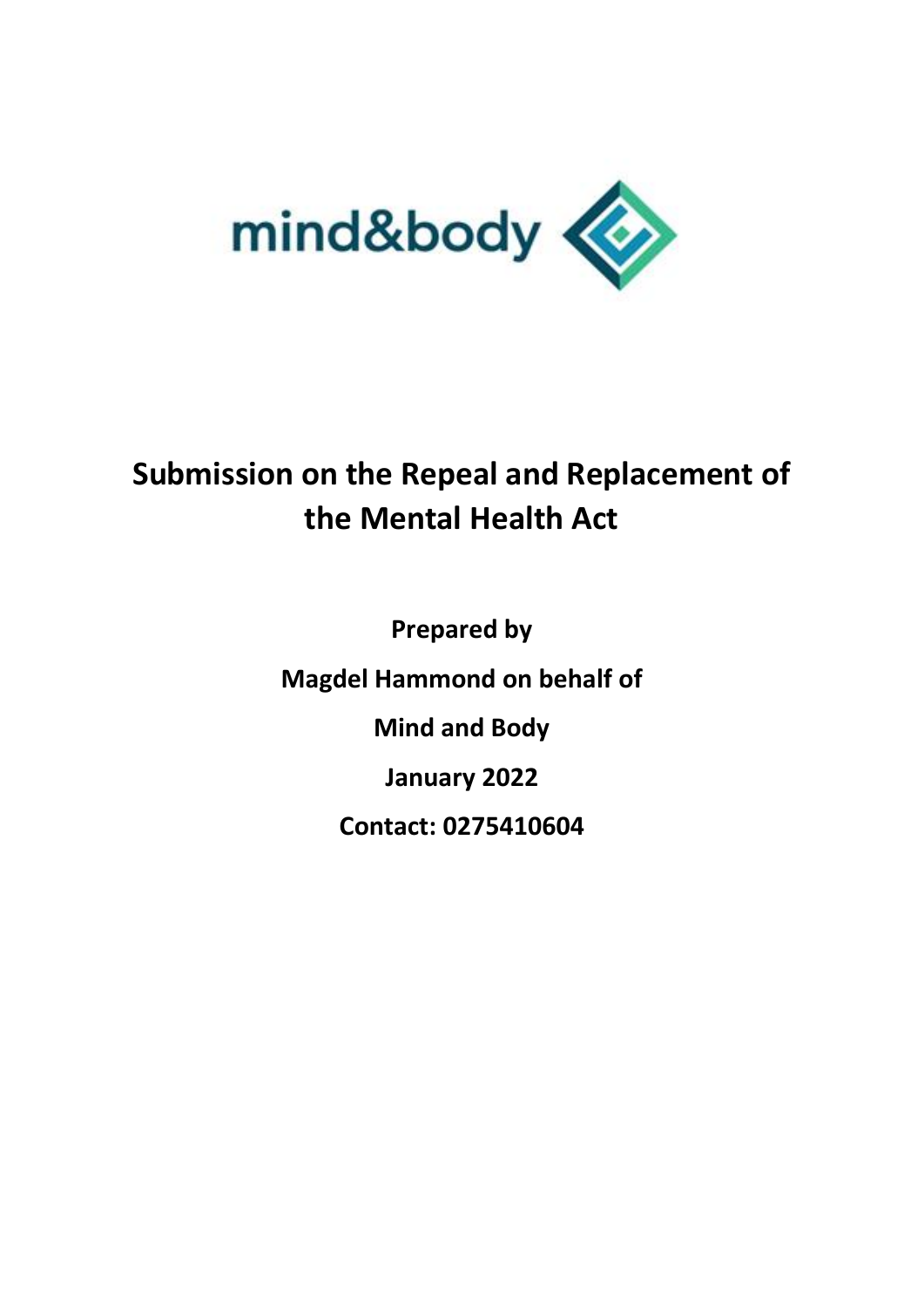mind&body

# Submission on the Repeal and Replacement of the Mental Health Act

**Prepared by**

**Magdel Hammond on behalf of**

**Mind and Body**

**January 2022**

**Contact: 0275410604**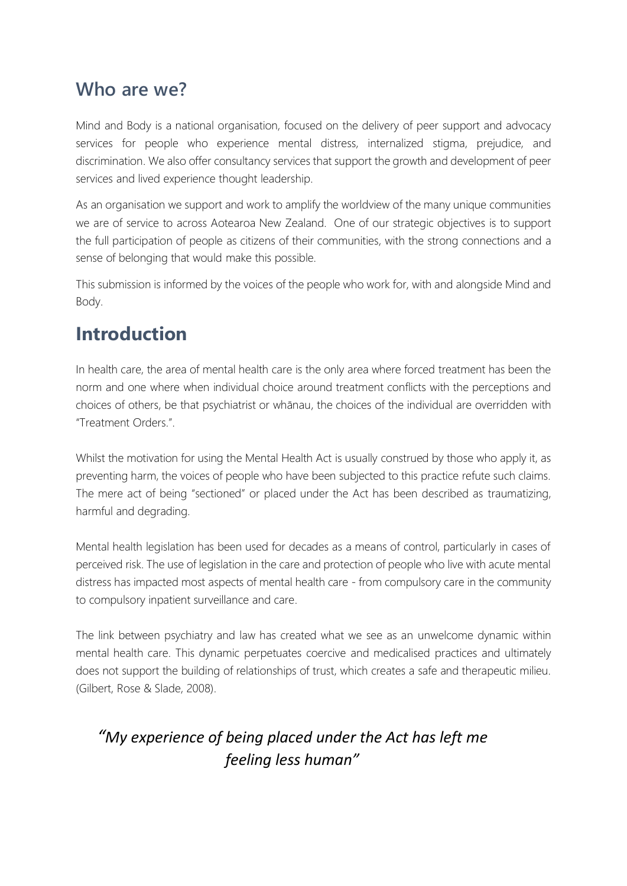## Who are we?

Mind and Body is a national organisation, focused on the delivery of peer support and advocacy services for people who experience mental distress, internalized stigma, prejudice, and discrimination. We also offer consultancy services that support the growth and development of peer services and lived experience thought leadership.

As an organisation we support and work to amplify the worldview of the many unique communities we are of service to across Aotearoa New Zealand. One of our strategic objectives is to support the full participation of people as citizens of their communities, with the strong connections and a sense of belonging that would make this possible.

This submission is informed by the voices of the people who work for, with and alongside Mind and Body.

# Introduction

In health care, the area of mental health care is the only area where forced treatment has been the norm and one where when individual choice around treatment conflicts with the perceptions and choices of others, be that psychiatrist or whānau, the choices of the individual are overridden with "Treatment Orders.".

Whilst the motivation for using the Mental Health Act is usually construed by those who apply it, as preventing harm, the voices of people who have been subjected to this practice refute such claims. The mere act of being "sectioned" or placed under the Act has been described as traumatizing, harmful and degrading.

Mental health legislation has been used for decades as a means of control, particularly in cases of perceived risk. The use of legislation in the care and protection of people who live with acute mental distress has impacted most aspects of mental health care - from compulsory care in the community to compulsory inpatient surveillance and care.

The link between psychiatry and law has created what we see as an unwelcome dynamic within mental health care. This dynamic perpetuates coercive and medicalised practices and ultimately does not support the building of relationships of trust, which creates a safe and therapeutic milieu. (Gilbert, Rose & Slade, 2008).

*"My experience of being placed under the Act has left me feeling less human"*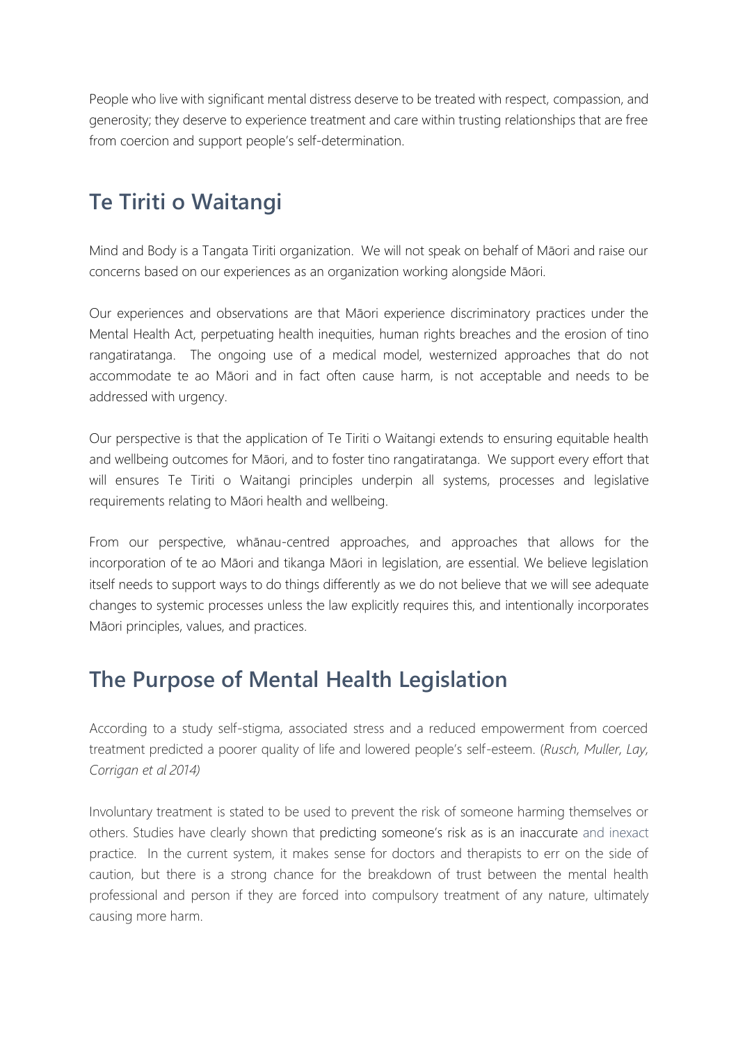People who live with significant mental distress deserve to be treated with respect, compassion, and generosity; they deserve to experience treatment and care within trusting relationships that are free from coercion and support people's self-determination.

## Te Tiriti o Waitangi

Mind and Body is a Tangata Tiriti organization. We will not speak on behalf of Māori and raise our concerns based on our experiences as an organization working alongside Māori.

Our experiences and observations are that Māori experience discriminatory practices under the Mental Health Act, perpetuating health inequities, human rights breaches and the erosion of tino rangatiratanga. The ongoing use of a medical model, westernized approaches that do not accommodate te ao Māori and in fact often cause harm, is not acceptable and needs to be addressed with urgency.

Our perspective is that the application of Te Tiriti o Waitangi extends to ensuring equitable health and wellbeing outcomes for Māori, and to foster tino rangatiratanga. We support every effort that will ensures Te Tiriti o Waitangi principles underpin all systems, processes and legislative requirements relating to Māori health and wellbeing.

From our perspective, whānau-centred approaches, and approaches that allows for the incorporation of te ao Māori and tikanga Māori in legislation, are essential. We believe legislation itself needs to support ways to do things differently as we do not believe that we will see adequate changes to systemic processes unless the law explicitly requires this, and intentionally incorporates Māori principles, values, and practices.

## The Purpose of Mental Health Legislation

According to a study self-stigma, associated stress and a reduced empowerment from coerced treatment predicted a poorer quality of life and lowered people's self-esteem. (*Rusch, Muller, Lay, Corrigan et al 2014)*

Involuntary treatment is stated to be used to prevent the risk of someone harming themselves or others. Studies have clearly shown that predicting someone's risk as is an inaccurate and inexact practice. In the current system, it makes sense for doctors and therapists to err on the side of caution, but there is a strong chance for the breakdown of trust between the mental health professional and person if they are forced into compulsory treatment of any nature, ultimately causing more harm.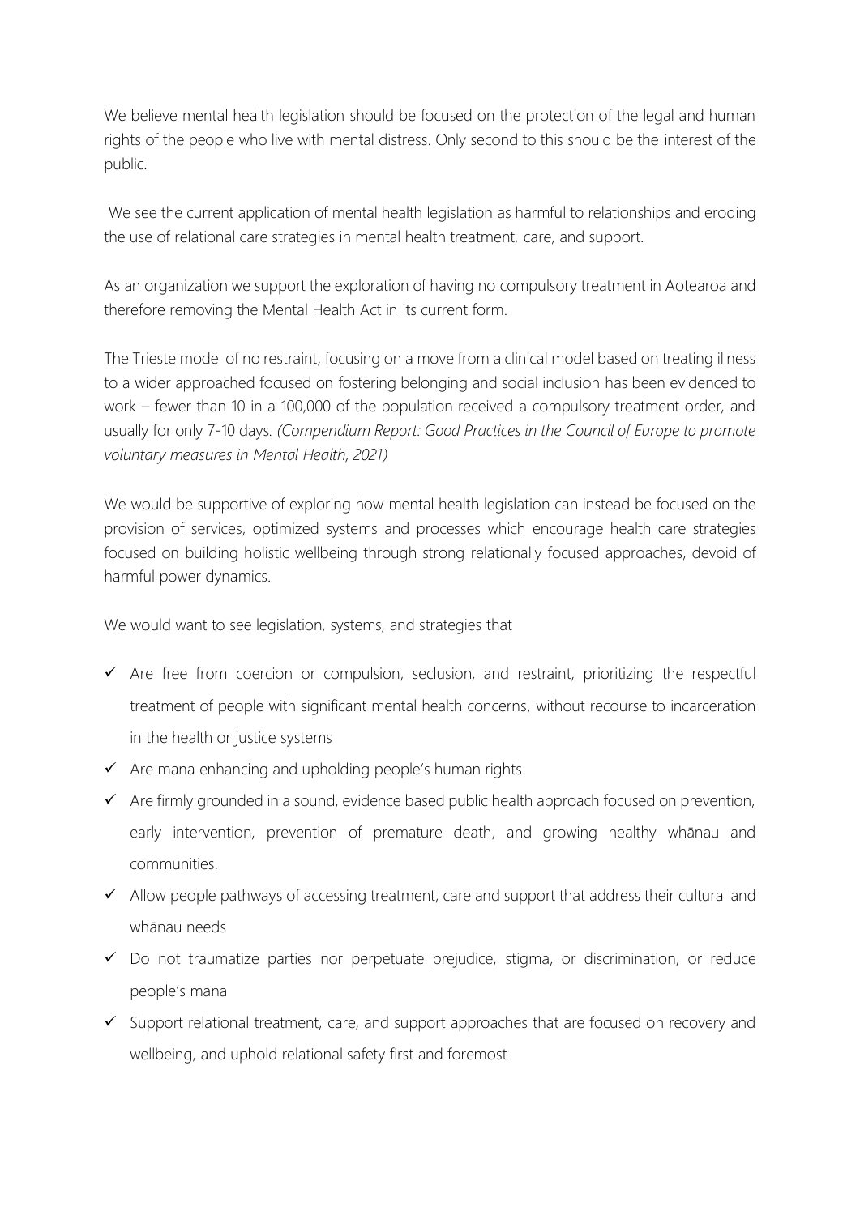We believe mental health legislation should be focused on the protection of the legal and human rights of the people who live with mental distress. Only second to this should be the interest of the public.

We see the current application of mental health legislation as harmful to relationships and eroding the use of relational care strategies in mental health treatment, care, and support.

As an organization we support the exploration of having no compulsory treatment in Aotearoa and therefore removing the Mental Health Act in its current form.

The Trieste model of no restraint, focusing on a move from a clinical model based on treating illness to a wider approached focused on fostering belonging and social inclusion has been evidenced to work – fewer than 10 in a 100,000 of the population received a compulsory treatment order, and usually for only 7-10 days. *(Compendium Report: Good Practices in the Council of Europe to promote voluntary measures in Mental Health, 2021)*

We would be supportive of exploring how mental health legislation can instead be focused on the provision of services, optimized systems and processes which encourage health care strategies focused on building holistic wellbeing through strong relationally focused approaches, devoid of harmful power dynamics.

We would want to see legislation, systems, and strategies that

- ✓ Are free from coercion or compulsion, seclusion, and restraint, prioritizing the respectful treatment of people with significant mental health concerns, without recourse to incarceration in the health or justice systems
- ✓ Are mana enhancing and upholding people's human rights
- ✓ Are firmly grounded in a sound, evidence based public health approach focused on prevention, early intervention, prevention of premature death, and growing healthy whānau and communities.
- ✓ Allow people pathways of accessing treatment, care and support that address their cultural and whānau needs
- ✓ Do not traumatize parties nor perpetuate prejudice, stigma, or discrimination, or reduce people's mana
- ✓ Support relational treatment, care, and support approaches that are focused on recovery and wellbeing, and uphold relational safety first and foremost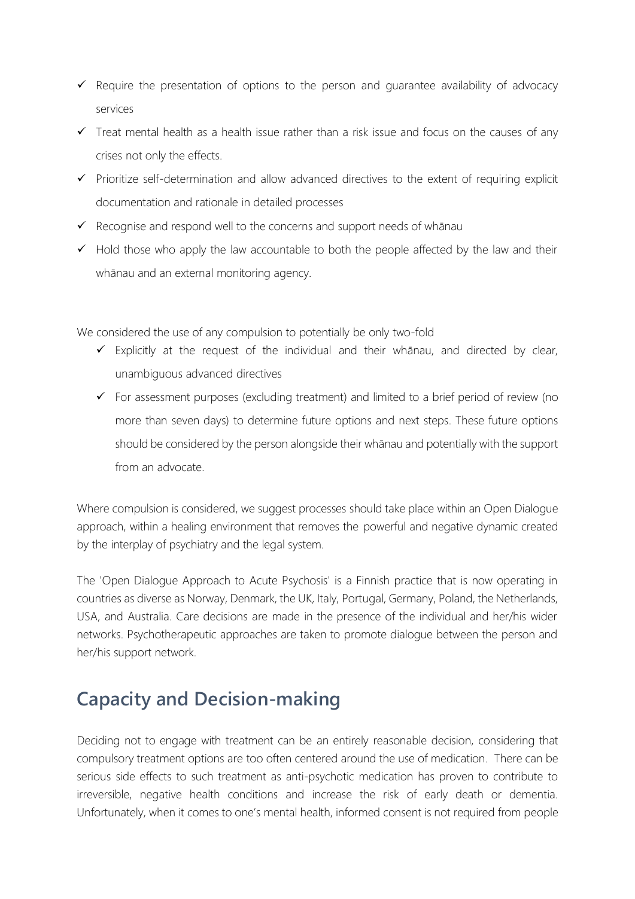- ✓ Require the presentation of options to the person and guarantee availability of advocacy services
- ✓ Treat mental health as a health issue rather than a risk issue and focus on the causes of any crises not only the effects.
- ✓ Prioritize self-determination and allow advanced directives to the extent of requiring explicit documentation and rationale in detailed processes
- ✓ Recognise and respond well to the concerns and support needs of whānau
- ✓ Hold those who apply the law accountable to both the people affected by the law and their whānau and an external monitoring agency.

We considered the use of any compulsion to potentially be only two-fold

- ✓ Explicitly at the request of the individual and their whānau, and directed by clear, unambiguous advanced directives
- ✓ For assessment purposes (excluding treatment) and limited to a brief period of review (no more than seven days) to determine future options and next steps. These future options should be considered by the person alongside their whānau and potentially with the support from an advocate.

Where compulsion is considered, we suggest processes should take place within an Open Dialogue approach, within a healing environment that removes the powerful and negative dynamic created by the interplay of psychiatry and the legal system.

The 'Open Dialogue Approach to Acute Psychosis' is a Finnish practice that is now operating in countries as diverse as Norway, Denmark, the UK, Italy, Portugal, Germany, Poland, the Netherlands, USA, and Australia. Care decisions are made in the presence of the individual and her/his wider networks. Psychotherapeutic approaches are taken to promote dialogue between the person and her/his support network.

## Capacity and Decision-making

Deciding not to engage with treatment can be an entirely reasonable decision, considering that compulsory treatment options are too often centered around the use of medication. There can be serious side effects to such treatment as anti-psychotic medication has proven to contribute to irreversible, negative health conditions and increase the risk of early death or dementia. Unfortunately, when it comes to one's mental health, informed consent is not required from people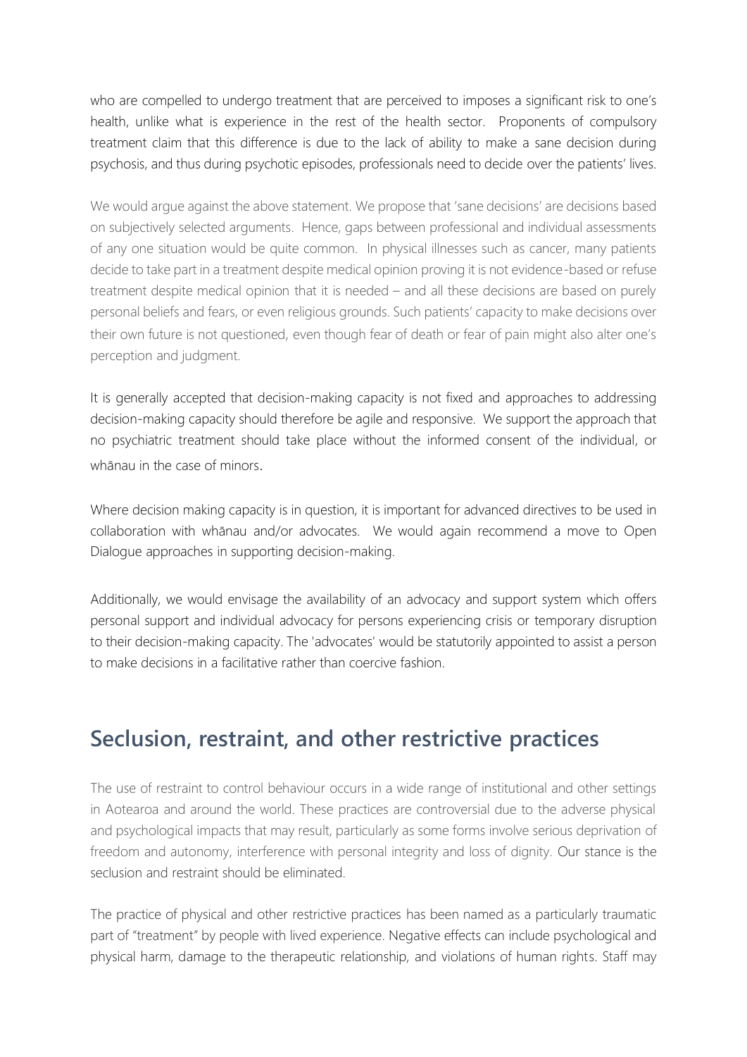who are compelled to undergo treatment that are perceived to imposes a significant risk to one's health, unlike what is experience in the rest of the health sector. Proponents of compulsory treatment claim that this difference is due to the lack of ability to make a sane decision during psychosis, and thus during psychotic episodes, professionals need to decide over the patients' lives.

We would argue against the above statement. We propose that 'sane decisions' are decisions based on subjectively selected arguments. Hence, gaps between professional and individual assessments of any one situation would be quite common. In physical illnesses such as cancer, many patients decide to take part in a treatment despite medical opinion proving it is not evidence-based or refuse treatment despite medical opinion that it is needed – and all these decisions are based on purely personal beliefs and fears, or even religious grounds. Such patients' capacity to make decisions over their own future is not questioned, even though fear of death or fear of pain might also alter one's perception and judgment.

It is generally accepted that decision-making capacity is not fixed and approaches to addressing decision-making capacity should therefore be agile and responsive. We support the approach that no psychiatric treatment should take place without the informed consent of the individual, or whānau in the case of minors.

Where decision making capacity is in question, it is important for advanced directives to be used in collaboration with whānau and/or advocates. We would again recommend a move to Open Dialogue approaches in supporting decision-making.

Additionally, we would envisage the availability of an advocacy and support system which offers personal support and individual advocacy for persons experiencing crisis or temporary disruption to their decision-making capacity. The 'advocates' would be statutorily appointed to assist a person to make decisions in a facilitative rather than coercive fashion.

## Seclusion, restraint, and other restrictive practices

The use of restraint to control behaviour occurs in a wide range of institutional and other settings in Aotearoa and around the world. These practices are controversial due to the adverse physical and psychological impacts that may result, particularly as some forms involve serious deprivation of freedom and autonomy, interference with personal integrity and loss of dignity. Our stance is the seclusion and restraint should be eliminated.

The practice of physical and other restrictive practices has been named as a particularly traumatic part of "treatment" by people with lived experience. Negative effects can include psychological and physical harm, damage to the therapeutic relationship, and violations of human rights. Staff may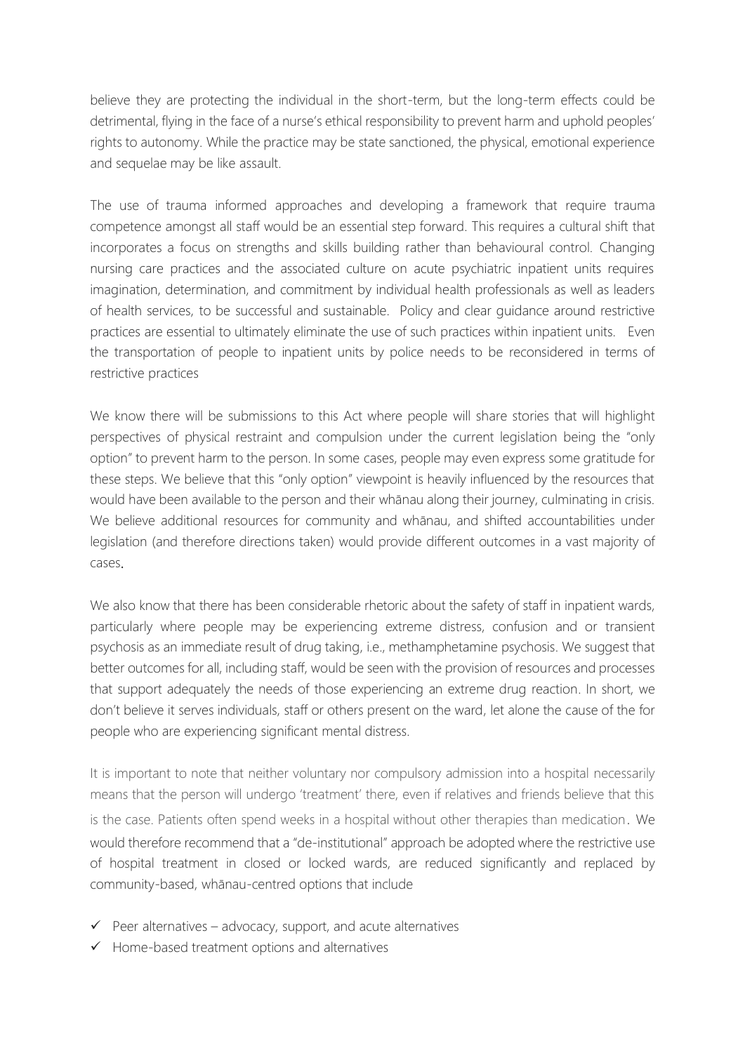believe they are protecting the individual in the short-term, but the long-term effects could be detrimental, flying in the face of a nurse's ethical responsibility to prevent harm and uphold peoples' rights to autonomy. While the practice may be state sanctioned, the physical, emotional experience and sequelae may be like assault.

The use of trauma informed approaches and developing a framework that require trauma competence amongst all staff would be an essential step forward. This requires a cultural shift that incorporates a focus on strengths and skills building rather than behavioural control. Changing nursing care practices and the associated culture on acute psychiatric inpatient units requires imagination, determination, and commitment by individual health professionals as well as leaders of health services, to be successful and sustainable. Policy and clear guidance around restrictive practices are essential to ultimately eliminate the use of such practices within inpatient units. Even the transportation of people to inpatient units by police needs to be reconsidered in terms of restrictive practices

We know there will be submissions to this Act where people will share stories that will highlight perspectives of physical restraint and compulsion under the current legislation being the "only option" to prevent harm to the person. In some cases, people may even express some gratitude for these steps. We believe that this "only option" viewpoint is heavily influenced by the resources that would have been available to the person and their whānau along their journey, culminating in crisis. We believe additional resources for community and whānau, and shifted accountabilities under legislation (and therefore directions taken) would provide different outcomes in a vast majority of cases.

We also know that there has been considerable rhetoric about the safety of staff in inpatient wards, particularly where people may be experiencing extreme distress, confusion and or transient psychosis as an immediate result of drug taking, i.e., methamphetamine psychosis. We suggest that better outcomes for all, including staff, would be seen with the provision of resources and processes that support adequately the needs of those experiencing an extreme drug reaction. In short, we don't believe it serves individuals, staff or others present on the ward, let alone the cause of the for people who are experiencing significant mental distress.

It is important to note that neither voluntary nor compulsory admission into a hospital necessarily means that the person will undergo 'treatment' there, even if relatives and friends believe that this is the case. Patients often spend weeks in a hospital without other therapies than medication. We would therefore recommend that a "de-institutional" approach be adopted where the restrictive use of hospital treatment in closed or locked wards, are reduced significantly and replaced by community-based, whānau-centred options that include

- ✓ Peer alternatives – advocacy, support, and acute alternatives
- ✓ Home-based treatment options and alternatives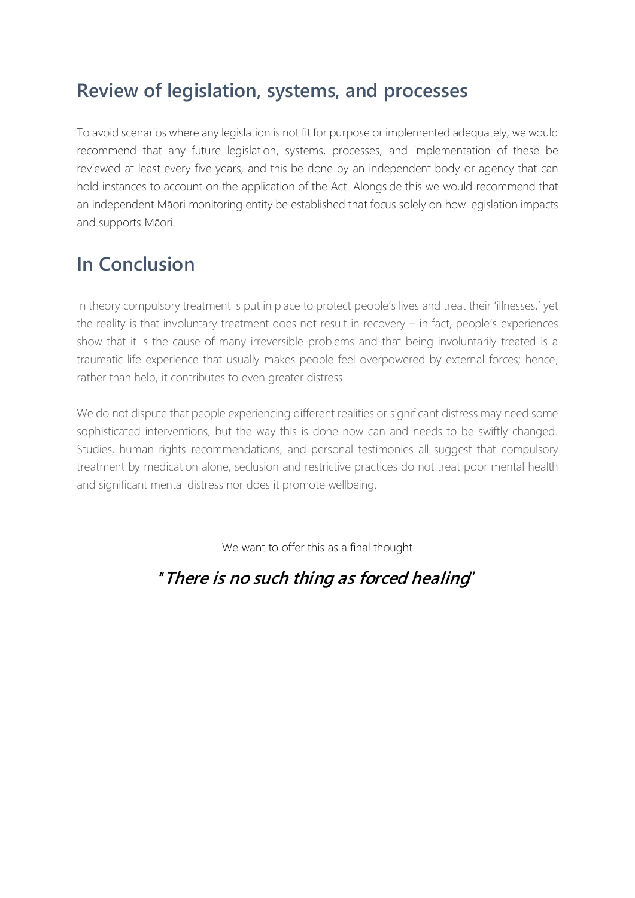## Review of legislation, systems, and processes

To avoid scenarios where any legislation is not fit for purpose or implemented adequately, we would recommend that any future legislation, systems, processes, and implementation of these be reviewed at least every five years, and this be done by an independent body or agency that can hold instances to account on the application of the Act. Alongside this we would recommend that an independent Māori monitoring entity be established that focus solely on how legislation impacts and supports Māori.

## In Conclusion

In theory compulsory treatment is put in place to protect people's lives and treat their 'illnesses,' yet the reality is that involuntary treatment does not result in recovery – in fact, people's experiences show that it is the cause of many irreversible problems and that being involuntarily treated is a traumatic life experience that usually makes people feel overpowered by external forces; hence, rather than help, it contributes to even greater distress.

We do not dispute that people experiencing different realities or significant distress may need some sophisticated interventions, but the way this is done now can and needs to be swiftly changed. Studies, human rights recommendations, and personal testimonies all suggest that compulsory treatment by medication alone, seclusion and restrictive practices do not treat poor mental health and significant mental distress nor does it promote wellbeing.

We want to offer this as a final thought

***"There is no such thing as forced healing"***